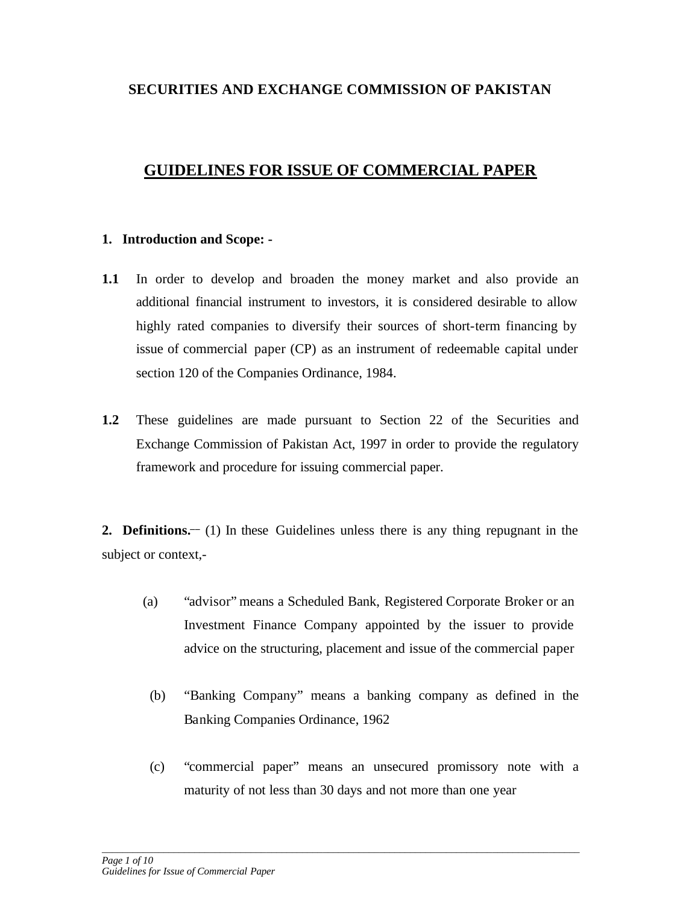**SECURITIES AND EXCHANGE COMMISSION OF PAKISTAN**

# GUIDELINES FOR ISSUE OF COMMERCIAL PAPER

**1. Introduction and Scope: -**

**1.1** In order to develop and broaden the money market and also provide an additional financial instrument to investors, it is considered desirable to allow highly rated companies to diversify their sources of short-term financing by issue of commercial paper (CP) as an instrument of redeemable capital under section 120 of the Companies Ordinance, 1984.

**1.2** These guidelines are made pursuant to Section 22 of the Securities and Exchange Commission of Pakistan Act, 1997 in order to provide the regulatory framework and procedure for issuing commercial paper.

**2. Definitions.**— (1) In these Guidelines unless there is any thing repugnant in the subject or context,-

(a) "advisor" means a Scheduled Bank, Registered Corporate Broker or an Investment Finance Company appointed by the issuer to provide advice on the structuring, placement and issue of the commercial paper

(b) "Banking Company" means a banking company as defined in the Banking Companies Ordinance, 1962

(c) "commercial paper" means an unsecured promissory note with a maturity of not less than 30 days and not more than one year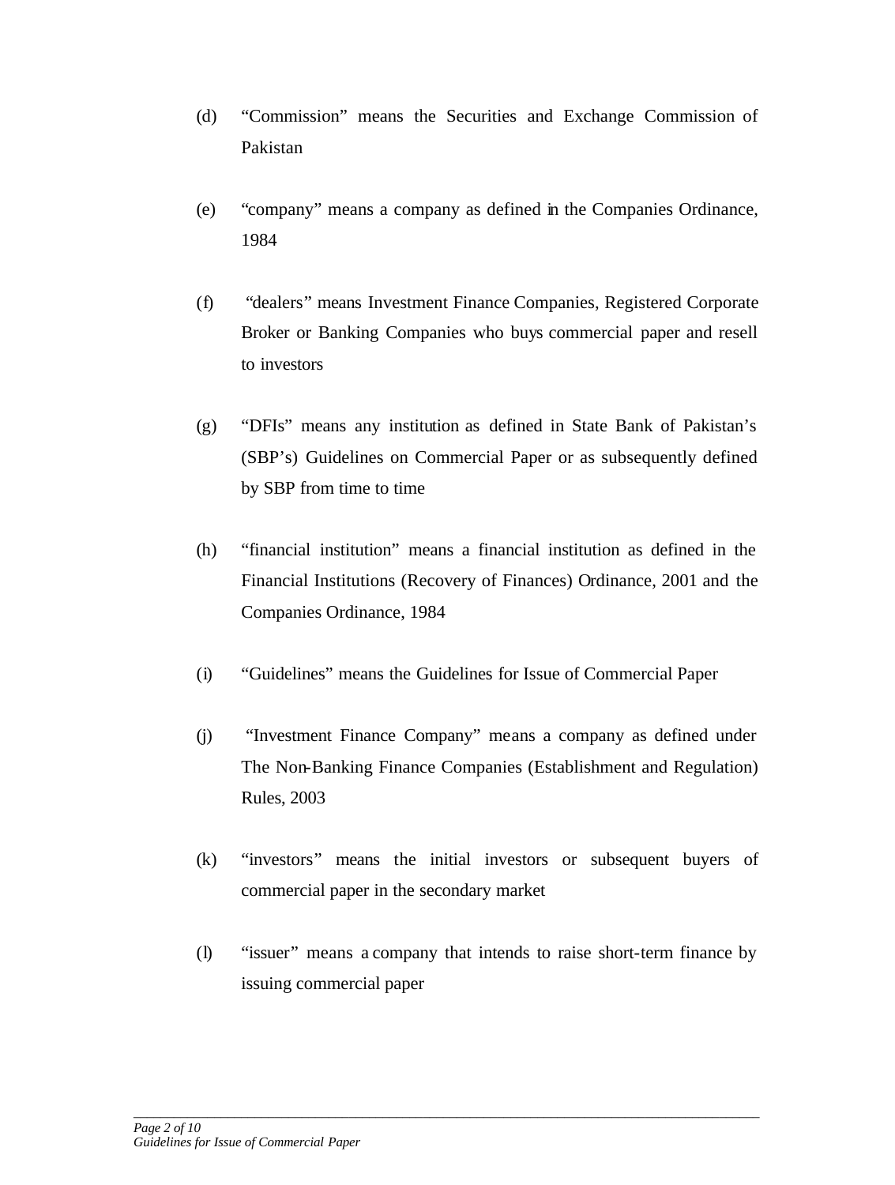(d) “Commission” means the Securities and Exchange Commission of Pakistan

(e) “company” means a company as defined in the Companies Ordinance, 1984

(f) “dealers” means Investment Finance Companies, Registered Corporate Broker or Banking Companies who buys commercial paper and resell to investors

(g) “DFIs” means any institution as defined in State Bank of Pakistan’s (SBP’s) Guidelines on Commercial Paper or as subsequently defined by SBP from time to time

(h) “financial institution” means a financial institution as defined in the Financial Institutions (Recovery of Finances) Ordinance, 2001 and the Companies Ordinance, 1984

(i) “Guidelines” means the Guidelines for Issue of Commercial Paper

(j) “Investment Finance Company” means a company as defined under The Non-Banking Finance Companies (Establishment and Regulation) Rules, 2003

(k) “investors” means the initial investors or subsequent buyers of commercial paper in the secondary market

(l) “issuer” means a company that intends to raise short-term finance by issuing commercial paper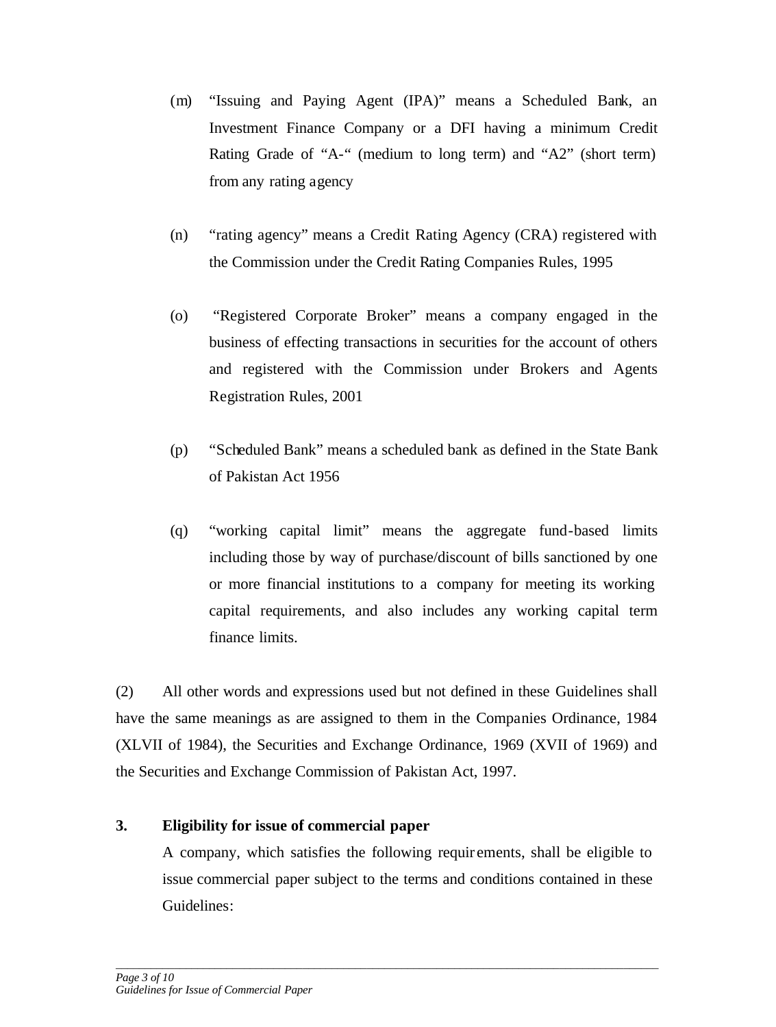(m) "Issuing and Paying Agent (IPA)" means a Scheduled Bank, an Investment Finance Company or a DFI having a minimum Credit Rating Grade of "A-" (medium to long term) and "A2" (short term) from any rating agency

(n) "rating agency" means a Credit Rating Agency (CRA) registered with the Commission under the Credit Rating Companies Rules, 1995

(o) "Registered Corporate Broker" means a company engaged in the business of effecting transactions in securities for the account of others and registered with the Commission under Brokers and Agents Registration Rules, 2001

(p) "Scheduled Bank" means a scheduled bank as defined in the State Bank of Pakistan Act 1956

(q) "working capital limit" means the aggregate fund-based limits including those by way of purchase/discount of bills sanctioned by one or more financial institutions to a company for meeting its working capital requirements, and also includes any working capital term finance limits.

(2) All other words and expressions used but not defined in these Guidelines shall have the same meanings as are assigned to them in the Companies Ordinance, 1984 (XLVII of 1984), the Securities and Exchange Ordinance, 1969 (XVII of 1969) and the Securities and Exchange Commission of Pakistan Act, 1997.

**3. Eligibility for issue of commercial paper**

A company, which satisfies the following requirements, shall be eligible to issue commercial paper subject to the terms and conditions contained in these Guidelines: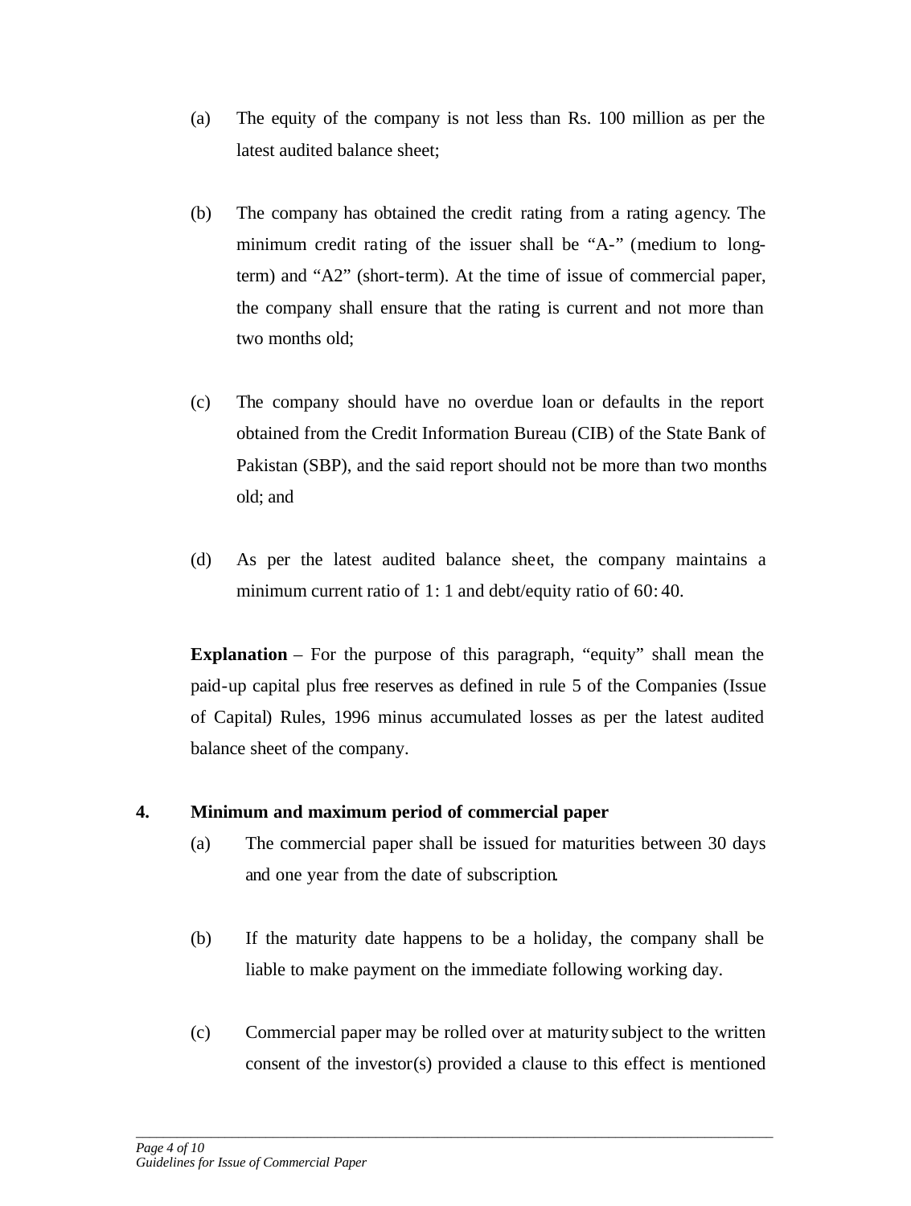(a) The equity of the company is not less than Rs. 100 million as per the latest audited balance sheet;

(b) The company has obtained the credit rating from a rating agency. The minimum credit rating of the issuer shall be "A-" (medium to long-term) and "A2" (short-term). At the time of issue of commercial paper, the company shall ensure that the rating is current and not more than two months old;

(c) The company should have no overdue loan or defaults in the report obtained from the Credit Information Bureau (CIB) of the State Bank of Pakistan (SBP), and the said report should not be more than two months old; and

(d) As per the latest audited balance sheet, the company maintains a minimum current ratio of 1: 1 and debt/equity ratio of 60: 40.

**Explanation** – For the purpose of this paragraph, "equity" shall mean the paid-up capital plus free reserves as defined in rule 5 of the Companies (Issue of Capital) Rules, 1996 minus accumulated losses as per the latest audited balance sheet of the company.

**4. Minimum and maximum period of commercial paper**

(a) The commercial paper shall be issued for maturities between 30 days and one year from the date of subscription.

(b) If the maturity date happens to be a holiday, the company shall be liable to make payment on the immediate following working day.

(c) Commercial paper may be rolled over at maturity subject to the written consent of the investor(s) provided a clause to this effect is mentioned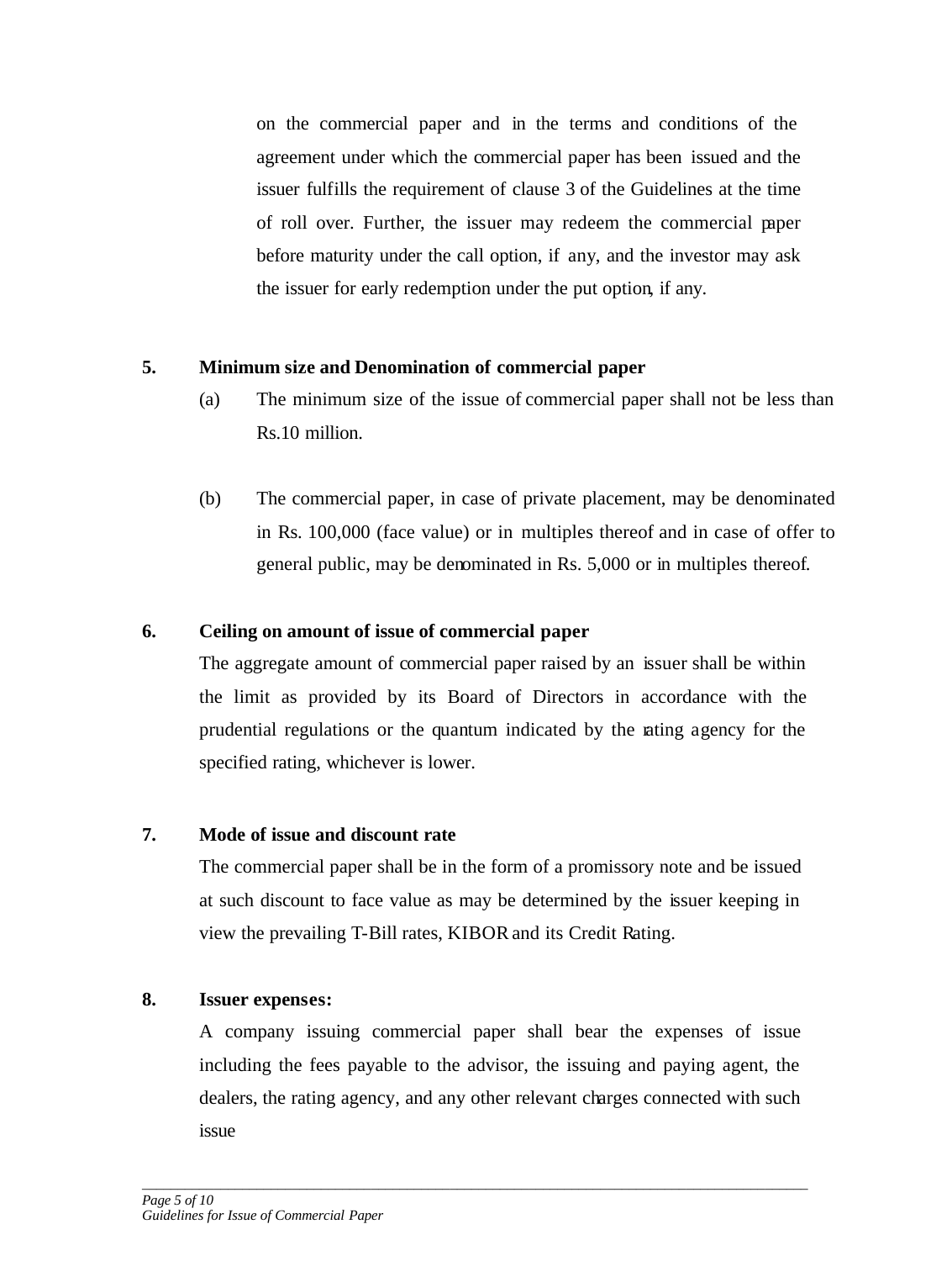on the commercial paper and in the terms and conditions of the agreement under which the commercial paper has been issued and the issuer fulfills the requirement of clause 3 of the Guidelines at the time of roll over. Further, the issuer may redeem the commercial paper before maturity under the call option, if any, and the investor may ask the issuer for early redemption under the put option, if any.

**5. Minimum size and Denomination of commercial paper**

(a) The minimum size of the issue of commercial paper shall not be less than Rs.10 million.

(b) The commercial paper, in case of private placement, may be denominated in Rs. 100,000 (face value) or in multiples thereof and in case of offer to general public, may be denominated in Rs. 5,000 or in multiples thereof.

**6. Ceiling on amount of issue of commercial paper**

The aggregate amount of commercial paper raised by an issuer shall be within the limit as provided by its Board of Directors in accordance with the prudential regulations or the quantum indicated by the rating agency for the specified rating, whichever is lower.

**7. Mode of issue and discount rate**

The commercial paper shall be in the form of a promissory note and be issued at such discount to face value as may be determined by the issuer keeping in view the prevailing T-Bill rates, KIBOR and its Credit Rating.

**8. Issuer expenses:**

A company issuing commercial paper shall bear the expenses of issue including the fees payable to the advisor, the issuing and paying agent, the dealers, the rating agency, and any other relevant charges connected with such issue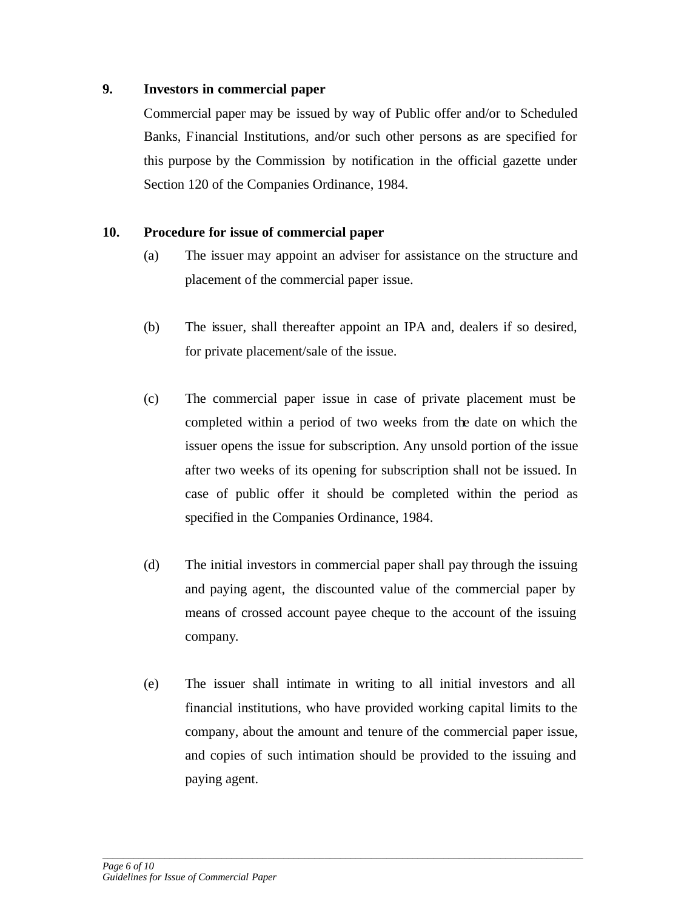## 9. Investors in commercial paper

Commercial paper may be issued by way of Public offer and/or to Scheduled Banks, Financial Institutions, and/or such other persons as are specified for this purpose by the Commission by notification in the official gazette under Section 120 of the Companies Ordinance, 1984.

## 10. Procedure for issue of commercial paper

(a) The issuer may appoint an adviser for assistance on the structure and placement of the commercial paper issue.

(b) The issuer, shall thereafter appoint an IPA and, dealers if so desired, for private placement/sale of the issue.

(c) The commercial paper issue in case of private placement must be completed within a period of two weeks from the date on which the issuer opens the issue for subscription. Any unsold portion of the issue after two weeks of its opening for subscription shall not be issued. In case of public offer it should be completed within the period as specified in the Companies Ordinance, 1984.

(d) The initial investors in commercial paper shall pay through the issuing and paying agent, the discounted value of the commercial paper by means of crossed account payee cheque to the account of the issuing company.

(e) The issuer shall intimate in writing to all initial investors and all financial institutions, who have provided working capital limits to the company, about the amount and tenure of the commercial paper issue, and copies of such intimation should be provided to the issuing and paying agent.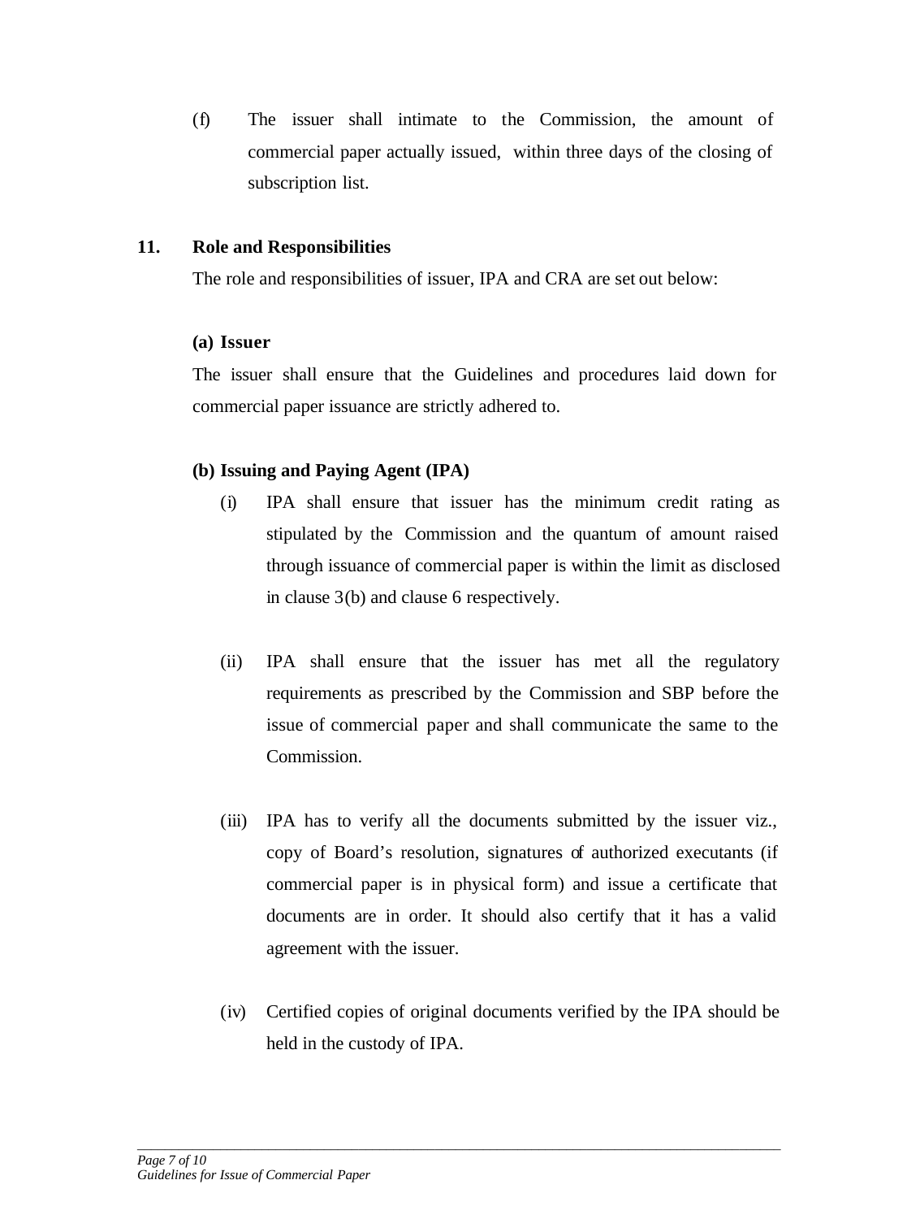(f) The issuer shall intimate to the Commission, the amount of commercial paper actually issued, within three days of the closing of subscription list.

## 11. Role and Responsibilities

The role and responsibilities of issuer, IPA and CRA are set out below:

**(a) Issuer**

The issuer shall ensure that the Guidelines and procedures laid down for commercial paper issuance are strictly adhered to.

**(b) Issuing and Paying Agent (IPA)**

(i) IPA shall ensure that issuer has the minimum credit rating as stipulated by the Commission and the quantum of amount raised through issuance of commercial paper is within the limit as disclosed in clause 3(b) and clause 6 respectively.

(ii) IPA shall ensure that the issuer has met all the regulatory requirements as prescribed by the Commission and SBP before the issue of commercial paper and shall communicate the same to the Commission.

(iii) IPA has to verify all the documents submitted by the issuer viz., copy of Board's resolution, signatures of authorized executants (if commercial paper is in physical form) and issue a certificate that documents are in order. It should also certify that it has a valid agreement with the issuer.

(iv) Certified copies of original documents verified by the IPA should be held in the custody of IPA.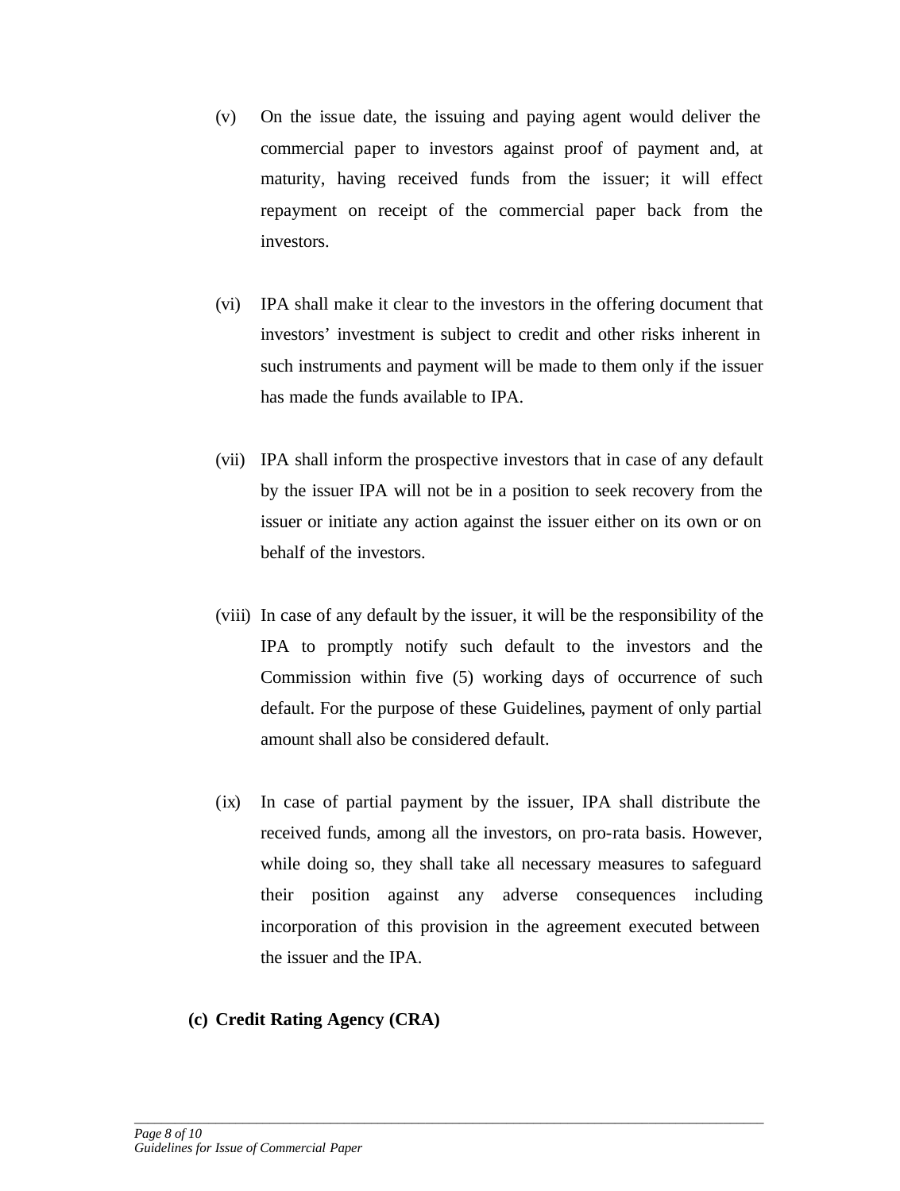(v) On the issue date, the issuing and paying agent would deliver the commercial paper to investors against proof of payment and, at maturity, having received funds from the issuer; it will effect repayment on receipt of the commercial paper back from the investors.

(vi) IPA shall make it clear to the investors in the offering document that investors' investment is subject to credit and other risks inherent in such instruments and payment will be made to them only if the issuer has made the funds available to IPA.

(vii) IPA shall inform the prospective investors that in case of any default by the issuer IPA will not be in a position to seek recovery from the issuer or initiate any action against the issuer either on its own or on behalf of the investors.

(viii) In case of any default by the issuer, it will be the responsibility of the IPA to promptly notify such default to the investors and the Commission within five (5) working days of occurrence of such default. For the purpose of these Guidelines, payment of only partial amount shall also be considered default.

(ix) In case of partial payment by the issuer, IPA shall distribute the received funds, among all the investors, on pro-rata basis. However, while doing so, they shall take all necessary measures to safeguard their position against any adverse consequences including incorporation of this provision in the agreement executed between the issuer and the IPA.

**(c) Credit Rating Agency (CRA)**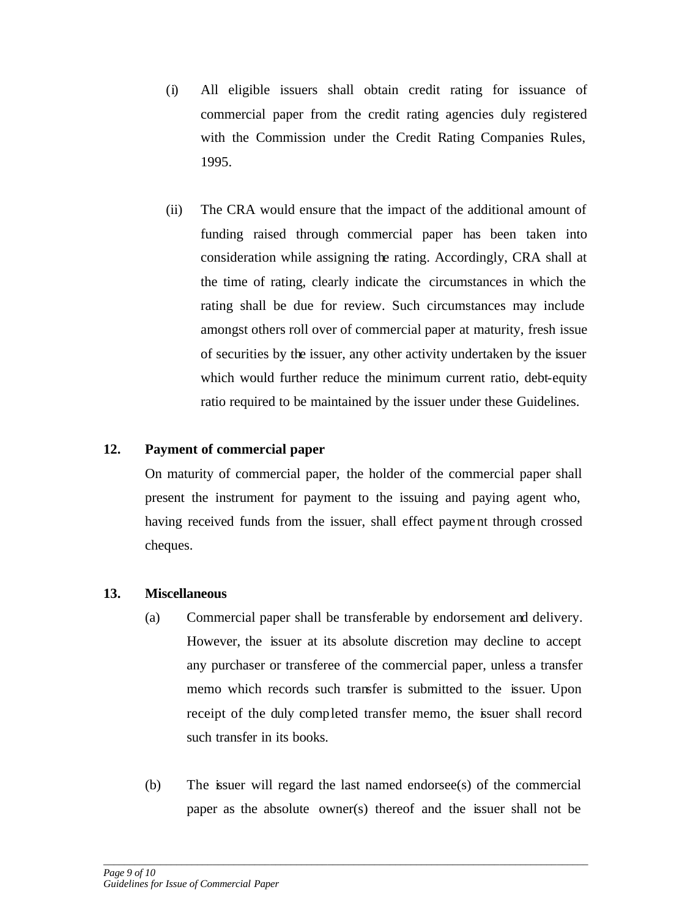(i) All eligible issuers shall obtain credit rating for issuance of commercial paper from the credit rating agencies duly registered with the Commission under the Credit Rating Companies Rules, 1995.

(ii) The CRA would ensure that the impact of the additional amount of funding raised through commercial paper has been taken into consideration while assigning the rating. Accordingly, CRA shall at the time of rating, clearly indicate the circumstances in which the rating shall be due for review. Such circumstances may include amongst others roll over of commercial paper at maturity, fresh issue of securities by the issuer, any other activity undertaken by the issuer which would further reduce the minimum current ratio, debt-equity ratio required to be maintained by the issuer under these Guidelines.

**12. Payment of commercial paper**

On maturity of commercial paper, the holder of the commercial paper shall present the instrument for payment to the issuing and paying agent who, having received funds from the issuer, shall effect payment through crossed cheques.

**13. Miscellaneous**

(a) Commercial paper shall be transferable by endorsement and delivery. However, the issuer at its absolute discretion may decline to accept any purchaser or transferee of the commercial paper, unless a transfer memo which records such transfer is submitted to the issuer. Upon receipt of the duly completed transfer memo, the issuer shall record such transfer in its books.

(b) The issuer will regard the last named endorsee(s) of the commercial paper as the absolute owner(s) thereof and the issuer shall not be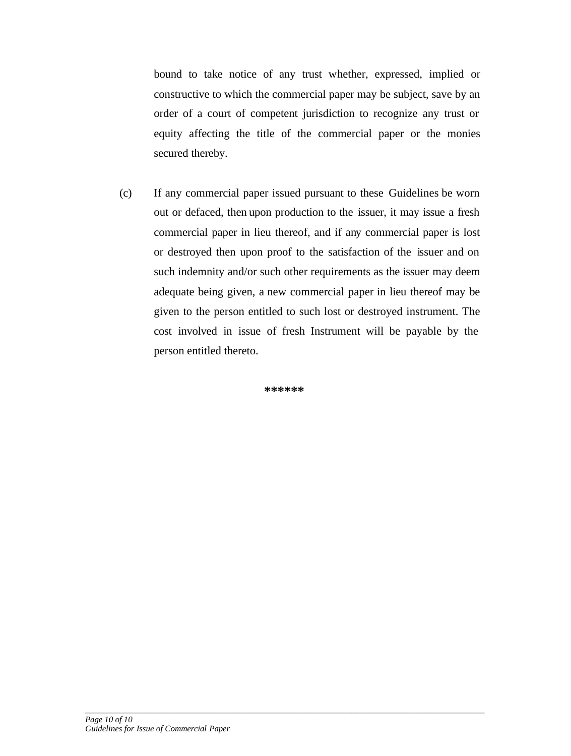bound to take notice of any trust whether, expressed, implied or constructive to which the commercial paper may be subject, save by an order of a court of competent jurisdiction to recognize any trust or equity affecting the title of the commercial paper or the monies secured thereby.

(c) If any commercial paper issued pursuant to these Guidelines be worn out or defaced, then upon production to the issuer, it may issue a fresh commercial paper in lieu thereof, and if any commercial paper is lost or destroyed then upon proof to the satisfaction of the issuer and on such indemnity and/or such other requirements as the issuer may deem adequate being given, a new commercial paper in lieu thereof may be given to the person entitled to such lost or destroyed instrument. The cost involved in issue of fresh Instrument will be payable by the person entitled thereto.

******